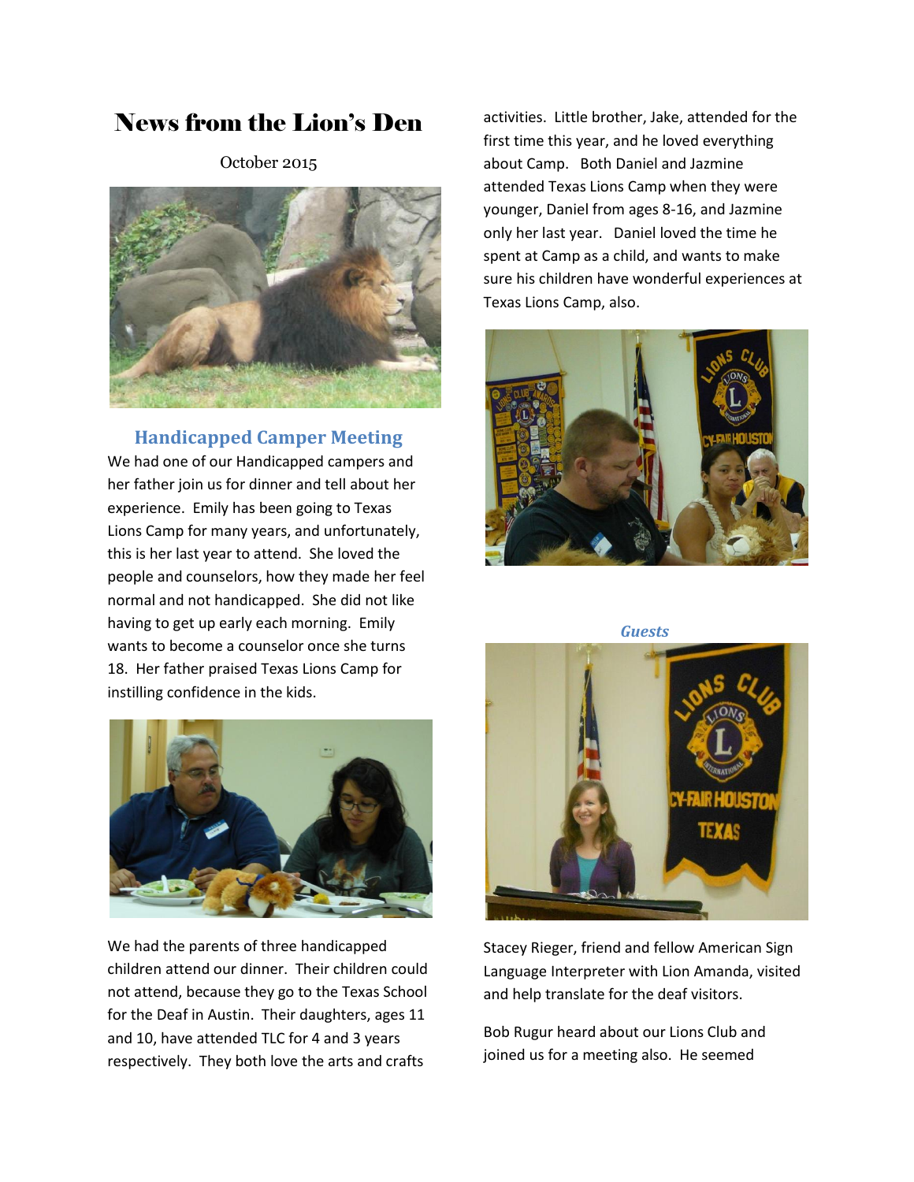# News from the Lion's Den

October 2015

## Handicapped Camper Meeting

We had one of our Handicapped campers and her father join us for dinner and tell about her experience. Emily has been going to Texas Lions Camp for many years, and unfortunately, this is her last year to attend. She loved the people and counselors, how they made her feel normal and not handicapped. She did not like having to get up early each morning. Emily wants to become a counselor once she turns 18. Her father praised Texas Lions Camp for instilling confidence in the kids.

We had the parents of three handicapped children attend our dinner. Their children could not attend, because they go to the Texas School for the Deaf in Austin. Their daughters, ages 11 and 10, have attended TLC for 4 and 3 years respectively. They both love the arts and crafts activities. Little brother, Jake, attended for the first time this year, and he loved everything about Camp. Both Daniel and Jazmine attended Texas Lions Camp when they were younger, Daniel from ages 8-16, and Jazmine only her last year. Daniel loved the time he spent at Camp as a child, and wants to make sure his children have wonderful experiences at Texas Lions Camp, also.

### *Guests*

Stacey Rieger, friend and fellow American Sign Language Interpreter with Lion Amanda, visited and help translate for the deaf visitors.

Bob Rugur heard about our Lions Club and joined us for a meeting also. He seemed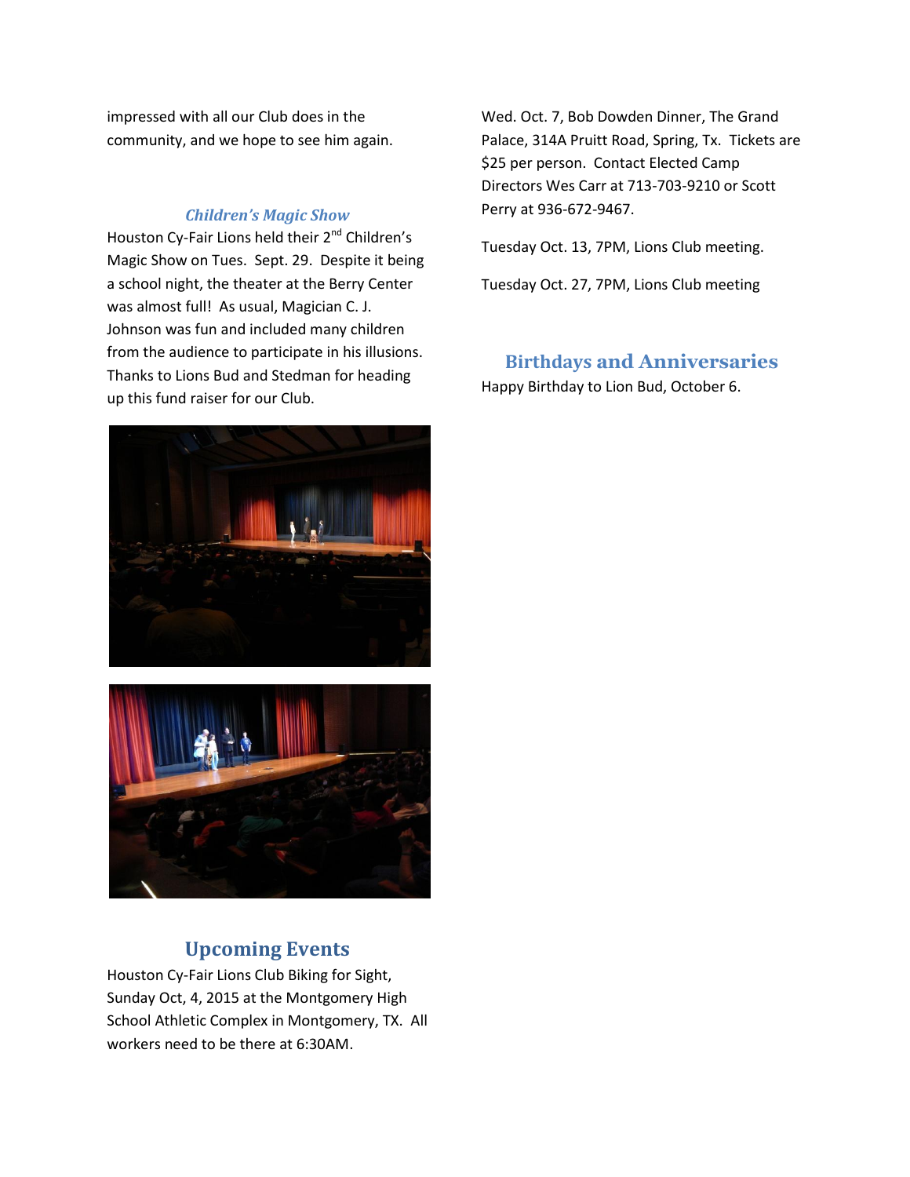impressed with all our Club does in the community, and we hope to see him again.

### *Children's Magic Show*

Houston Cy-Fair Lions held their 2nd Children's Magic Show on Tues. Sept. 29. Despite it being a school night, the theater at the Berry Center was almost full! As usual, Magician C. J. Johnson was fun and included many children from the audience to participate in his illusions. Thanks to Lions Bud and Stedman for heading up this fund raiser for our Club.

## Upcoming Events

Houston Cy-Fair Lions Club Biking for Sight, Sunday Oct, 4, 2015 at the Montgomery High School Athletic Complex in Montgomery, TX. All workers need to be there at 6:30AM.

Wed. Oct. 7, Bob Dowden Dinner, The Grand Palace, 314A Pruitt Road, Spring, Tx. Tickets are $25 per person. Contact Elected Camp Directors Wes Carr at 713-703-9210 or Scott Perry at 936-672-9467.

Tuesday Oct. 13, 7PM, Lions Club meeting.

Tuesday Oct. 27, 7PM, Lions Club meeting

## Birthdays and Anniversaries

Happy Birthday to Lion Bud, October 6.